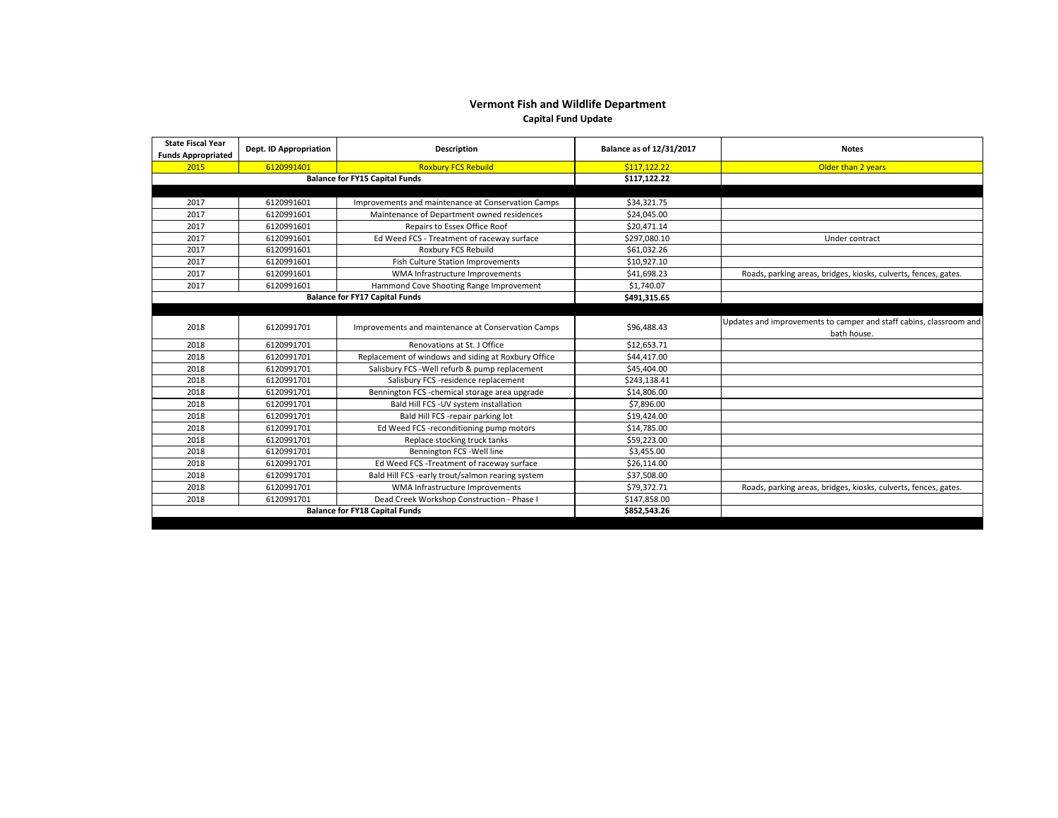# Vermont Fish and Wildlife Department

## Capital Fund Update

| State Fiscal Year Funds Appropriated | Dept. ID Appropriation | Description | Balance as of 12/31/2017 | Notes |
|---|---|---|---|---|
| 2015 | 6120991401 | Roxbury FCS Rebuild | $117,122.22 | Older than 2 years |
| | | **Balance for FY15 Capital Funds** | **$117,122.22** | |
| | | | | |
| 2017 | 6120991601 | Improvements and maintenance at Conservation Camps | $34,321.75 | |
| 2017 | 6120991601 | Maintenance of Department owned residences | $24,045.00 | |
| 2017 | 6120991601 | Repairs to Essex Office Roof | $20,471.14 | |
| 2017 | 6120991601 | Ed Weed FCS - Treatment of raceway surface | $297,080.10 | Under contract |
| 2017 | 6120991601 | Roxbury FCS Rebuild | $61,032.26 | |
| 2017 | 6120991601 | Fish Culture Station Improvements | $10,927.10 | |
| 2017 | 6120991601 | WMA Infrastructure Improvements | $41,698.23 | Roads, parking areas, bridges, kiosks, culverts, fences, gates. |
| 2017 | 6120991601 | Hammond Cove Shooting Range Improvement | $1,740.07 | |
| | | **Balance for FY17 Capital Funds** | **$491,315.65** | |
| | | | | |
| 2018 | 6120991701 | Improvements and maintenance at Conservation Camps | $96,488.43 | Updates and improvements to camper and staff cabins, classroom and bath house. |
| 2018 | 6120991701 | Renovations at St. J Office | $12,653.71 | |
| 2018 | 6120991701 | Replacement of windows and siding at Roxbury Office | $44,417.00 | |
| 2018 | 6120991701 | Salisbury FCS -Well refurb & pump replacement | $45,404.00 | |
| 2018 | 6120991701 | Salisbury FCS -residence replacement | $243,138.41 | |
| 2018 | 6120991701 | Bennington FCS -chemical storage area upgrade | $14,806.00 | |
| 2018 | 6120991701 | Bald Hill FCS -UV system installation | $7,896.00 | |
| 2018 | 6120991701 | Bald Hill FCS -repair parking lot | $19,424.00 | |
| 2018 | 6120991701 | Ed Weed FCS -reconditioning pump motors | $14,785.00 | |
| 2018 | 6120991701 | Replace stocking truck tanks | $59,223.00 | |
| 2018 | 6120991701 | Bennington FCS -Well line | $3,455.00 | |
| 2018 | 6120991701 | Ed Weed FCS -Treatment of raceway surface | $26,114.00 | |
| 2018 | 6120991701 | Bald Hill FCS -early trout/salmon rearing system | $37,508.00 | |
| 2018 | 6120991701 | WMA Infrastructure Improvements | $79,372.71 | Roads, parking areas, bridges, kiosks, culverts, fences, gates. |
| 2018 | 6120991701 | Dead Creek Workshop Construction - Phase I | $147,858.00 | |
| | | **Balance for FY18 Capital Funds** | **$852,543.26** | |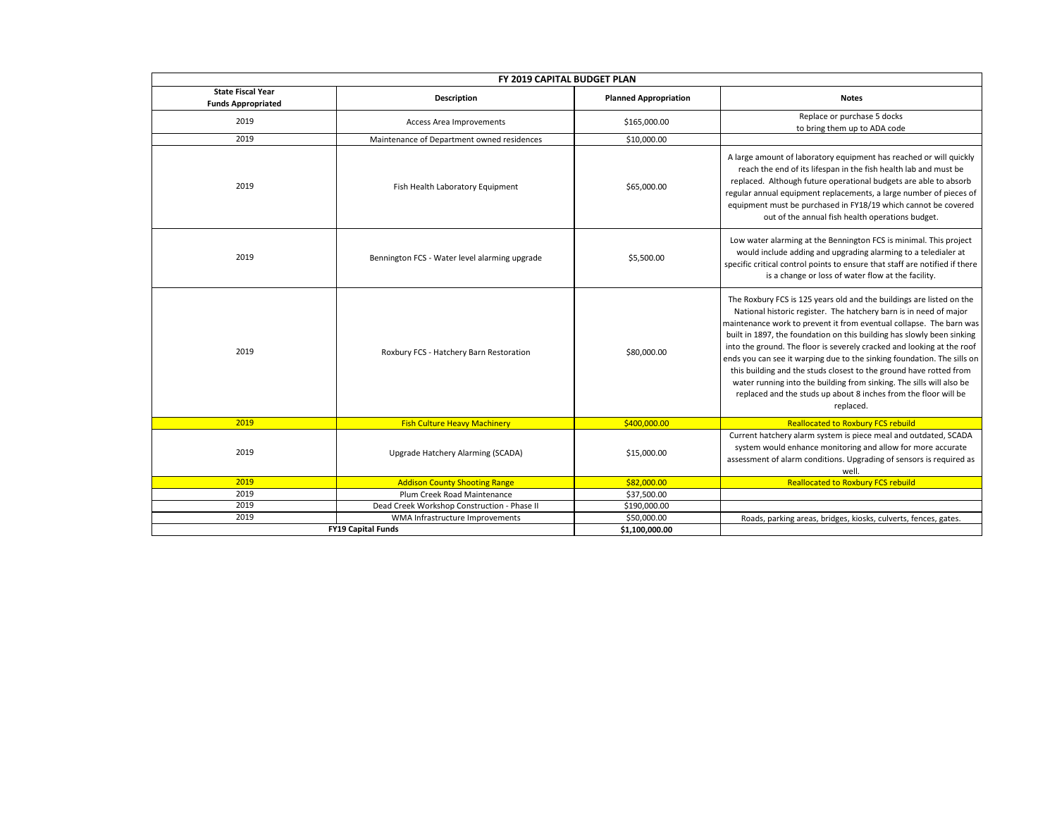| FY 2019 CAPITAL BUDGET PLAN | | | |
|---|---|---|---|
| **State Fiscal Year Funds Appropriated** | **Description** | **Planned Appropriation** | **Notes** |
| 2019 | Access Area Improvements | $165,000.00 | Replace or purchase 5 docks to bring them up to ADA code |
| 2019 | Maintenance of Department owned residences | $10,000.00 | |
| 2019 | Fish Health Laboratory Equipment | $65,000.00 | A large amount of laboratory equipment has reached or will quickly reach the end of its lifespan in the fish health lab and must be replaced. Although future operational budgets are able to absorb regular annual equipment replacements, a large number of pieces of equipment must be purchased in FY18/19 which cannot be covered out of the annual fish health operations budget. |
| 2019 | Bennington FCS - Water level alarming upgrade | $5,500.00 | Low water alarming at the Bennington FCS is minimal. This project would include adding and upgrading alarming to a teledialer at specific critical control points to ensure that staff are notified if there is a change or loss of water flow at the facility. |
| 2019 | Roxbury FCS - Hatchery Barn Restoration | $80,000.00 | The Roxbury FCS is 125 years old and the buildings are listed on the National historic register. The hatchery barn is in need of major maintenance work to prevent it from eventual collapse. The barn was built in 1897, the foundation on this building has slowly been sinking into the ground. The floor is severely cracked and looking at the roof ends you can see it warping due to the sinking foundation. The sills on this building and the studs closest to the ground have rotted from water running into the building from sinking. The sills will also be replaced and the studs up about 8 inches from the floor will be replaced. |
| 2019 | Fish Culture Heavy Machinery | $400,000.00 | Reallocated to Roxbury FCS rebuild |
| 2019 | Upgrade Hatchery Alarming (SCADA) | $15,000.00 | Current hatchery alarm system is piece meal and outdated, SCADA system would enhance monitoring and allow for more accurate assessment of alarm conditions. Upgrading of sensors is required as well. |
| 2019 | Addison County Shooting Range | $82,000.00 | Reallocated to Roxbury FCS rebuild |
| 2019 | Plum Creek Road Maintenance | $37,500.00 | |
| 2019 | Dead Creek Workshop Construction - Phase II | $190,000.00 | |
| 2019 | WMA Infrastructure Improvements | $50,000.00 | Roads, parking areas, bridges, kiosks, culverts, fences, gates. |
| **FY19 Capital Funds** | | **$1,100,000.00** | |